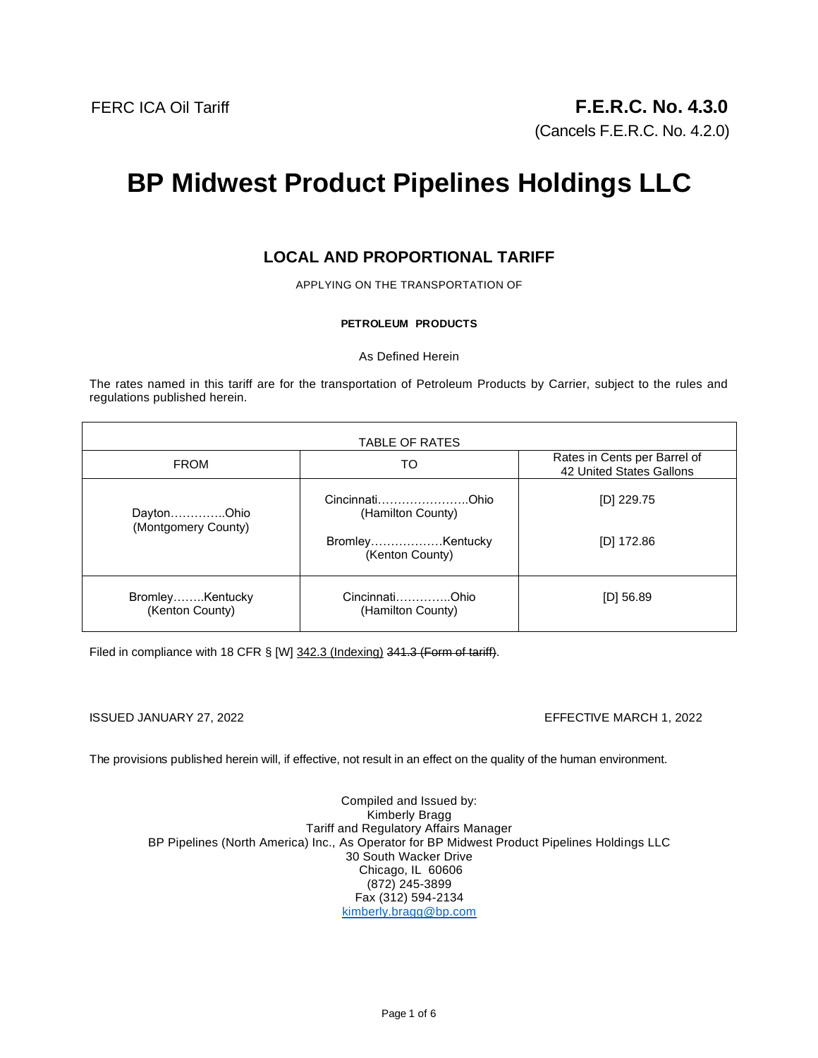FERC ICA Oil Tariff

**F.E.R.C. No. 4.3.0**
(Cancels F.E.R.C. No. 4.2.0)

# BP Midwest Product Pipelines Holdings LLC

## LOCAL AND PROPORTIONAL TARIFF

APPLYING ON THE TRANSPORTATION OF

**PETROLEUM PRODUCTS**

As Defined Herein

The rates named in this tariff are for the transportation of Petroleum Products by Carrier, subject to the rules and regulations published herein.

| TABLE OF RATES | | |
|---|---|---|
| FROM | TO | Rates in Cents per Barrel of 42 United States Gallons |
| Dayton…………..Ohio (Montgomery County) | Cincinnati…………………..Ohio (Hamilton County) | [D] 229.75 |
| | Bromley………………Kentucky (Kenton County) | [D] 172.86 |
| Bromley……..Kentucky (Kenton County) | Cincinnati…………..Ohio (Hamilton County) | [D] 56.89 |

Filed in compliance with 18 CFR § [W] 342.3 (Indexing) ~~341.3 (Form of tariff)~~.

ISSUED JANUARY 27, 2022

EFFECTIVE MARCH 1, 2022

The provisions published herein will, if effective, not result in an effect on the quality of the human environment.

Compiled and Issued by:
Kimberly Bragg
Tariff and Regulatory Affairs Manager
BP Pipelines (North America) Inc., As Operator for BP Midwest Product Pipelines Holdings LLC
30 South Wacker Drive
Chicago, IL 60606
(872) 245-3899
Fax (312) 594-2134
kimberly.bragg@bp.com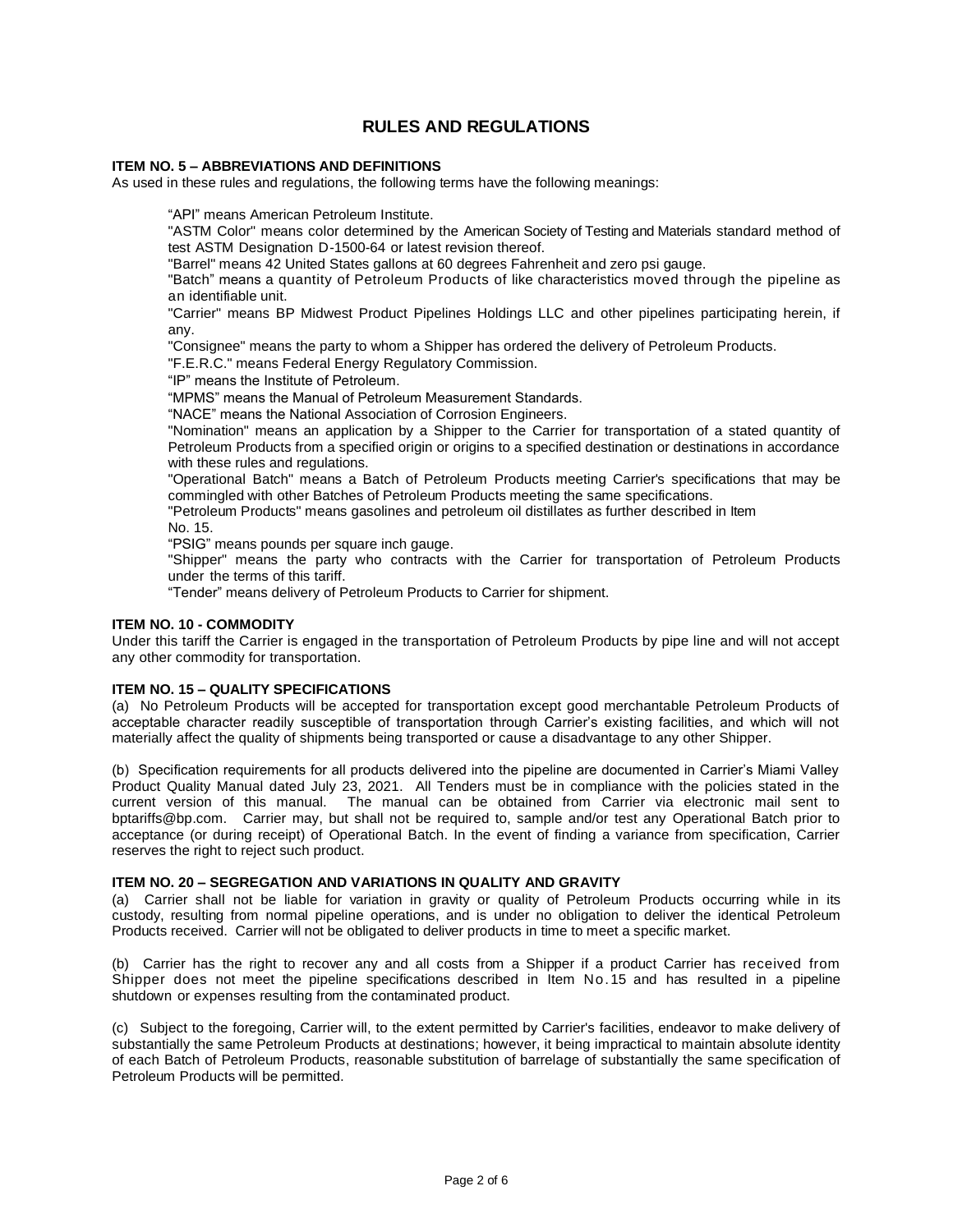# RULES AND REGULATIONS

## ITEM NO. 5 – ABBREVIATIONS AND DEFINITIONS

As used in these rules and regulations, the following terms have the following meanings:

"API" means American Petroleum Institute.

"ASTM Color" means color determined by the American Society of Testing and Materials standard method of test ASTM Designation D-1500-64 or latest revision thereof.

"Barrel" means 42 United States gallons at 60 degrees Fahrenheit and zero psi gauge.

"Batch" means a quantity of Petroleum Products of like characteristics moved through the pipeline as an identifiable unit.

"Carrier" means BP Midwest Product Pipelines Holdings LLC and other pipelines participating herein, if any.

"Consignee" means the party to whom a Shipper has ordered the delivery of Petroleum Products.

"F.E.R.C." means Federal Energy Regulatory Commission.

"IP" means the Institute of Petroleum.

"MPMS" means the Manual of Petroleum Measurement Standards.

"NACE" means the National Association of Corrosion Engineers.

"Nomination" means an application by a Shipper to the Carrier for transportation of a stated quantity of Petroleum Products from a specified origin or origins to a specified destination or destinations in accordance with these rules and regulations.

"Operational Batch" means a Batch of Petroleum Products meeting Carrier's specifications that may be commingled with other Batches of Petroleum Products meeting the same specifications.

"Petroleum Products" means gasolines and petroleum oil distillates as further described in Item No. 15.

"PSIG" means pounds per square inch gauge.

"Shipper" means the party who contracts with the Carrier for transportation of Petroleum Products under the terms of this tariff.

"Tender" means delivery of Petroleum Products to Carrier for shipment.

## ITEM NO. 10 - COMMODITY

Under this tariff the Carrier is engaged in the transportation of Petroleum Products by pipe line and will not accept any other commodity for transportation.

## ITEM NO. 15 – QUALITY SPECIFICATIONS

(a) No Petroleum Products will be accepted for transportation except good merchantable Petroleum Products of acceptable character readily susceptible of transportation through Carrier's existing facilities, and which will not materially affect the quality of shipments being transported or cause a disadvantage to any other Shipper.

(b) Specification requirements for all products delivered into the pipeline are documented in Carrier's Miami Valley Product Quality Manual dated July 23, 2021. All Tenders must be in compliance with the policies stated in the current version of this manual. The manual can be obtained from Carrier via electronic mail sent to bptariffs@bp.com. Carrier may, but shall not be required to, sample and/or test any Operational Batch prior to acceptance (or during receipt) of Operational Batch. In the event of finding a variance from specification, Carrier reserves the right to reject such product.

## ITEM NO. 20 – SEGREGATION AND VARIATIONS IN QUALITY AND GRAVITY

(a) Carrier shall not be liable for variation in gravity or quality of Petroleum Products occurring while in its custody, resulting from normal pipeline operations, and is under no obligation to deliver the identical Petroleum Products received. Carrier will not be obligated to deliver products in time to meet a specific market.

(b) Carrier has the right to recover any and all costs from a Shipper if a product Carrier has received from Shipper does not meet the pipeline specifications described in Item No.15 and has resulted in a pipeline shutdown or expenses resulting from the contaminated product.

(c) Subject to the foregoing, Carrier will, to the extent permitted by Carrier's facilities, endeavor to make delivery of substantially the same Petroleum Products at destinations; however, it being impractical to maintain absolute identity of each Batch of Petroleum Products, reasonable substitution of barrelage of substantially the same specification of Petroleum Products will be permitted.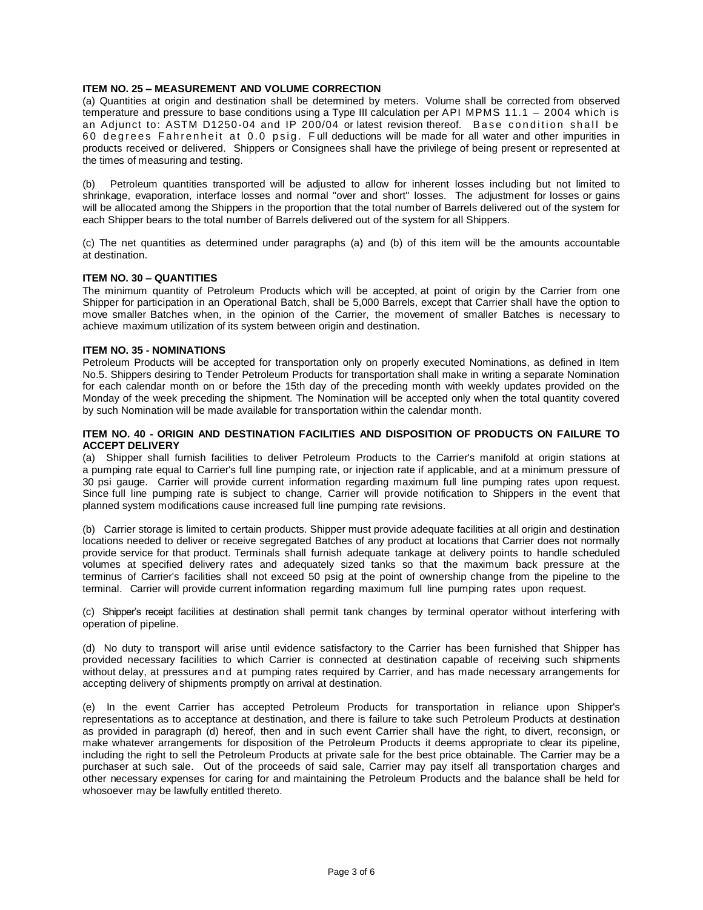**ITEM NO. 25 – MEASUREMENT AND VOLUME CORRECTION**

(a) Quantities at origin and destination shall be determined by meters. Volume shall be corrected from observed temperature and pressure to base conditions using a Type III calculation per API MPMS 11.1 – 2004 which is an Adjunct to: ASTM D1250-04 and IP 200/04 or latest revision thereof. Base condition shall be 60 degrees Fahrenheit at 0.0 psig. Full deductions will be made for all water and other impurities in products received or delivered. Shippers or Consignees shall have the privilege of being present or represented at the times of measuring and testing.

(b) Petroleum quantities transported will be adjusted to allow for inherent losses including but not limited to shrinkage, evaporation, interface losses and normal "over and short" losses. The adjustment for losses or gains will be allocated among the Shippers in the proportion that the total number of Barrels delivered out of the system for each Shipper bears to the total number of Barrels delivered out of the system for all Shippers.

(c) The net quantities as determined under paragraphs (a) and (b) of this item will be the amounts accountable at destination.

**ITEM NO. 30 – QUANTITIES**

The minimum quantity of Petroleum Products which will be accepted, at point of origin by the Carrier from one Shipper for participation in an Operational Batch, shall be 5,000 Barrels, except that Carrier shall have the option to move smaller Batches when, in the opinion of the Carrier, the movement of smaller Batches is necessary to achieve maximum utilization of its system between origin and destination.

**ITEM NO. 35 - NOMINATIONS**

Petroleum Products will be accepted for transportation only on properly executed Nominations, as defined in Item No.5. Shippers desiring to Tender Petroleum Products for transportation shall make in writing a separate Nomination for each calendar month on or before the 15th day of the preceding month with weekly updates provided on the Monday of the week preceding the shipment. The Nomination will be accepted only when the total quantity covered by such Nomination will be made available for transportation within the calendar month.

**ITEM NO. 40 - ORIGIN AND DESTINATION FACILITIES AND DISPOSITION OF PRODUCTS ON FAILURE TO ACCEPT DELIVERY**

(a) Shipper shall furnish facilities to deliver Petroleum Products to the Carrier's manifold at origin stations at a pumping rate equal to Carrier's full line pumping rate, or injection rate if applicable, and at a minimum pressure of 30 psi gauge. Carrier will provide current information regarding maximum full line pumping rates upon request. Since full line pumping rate is subject to change, Carrier will provide notification to Shippers in the event that planned system modifications cause increased full line pumping rate revisions.

(b) Carrier storage is limited to certain products. Shipper must provide adequate facilities at all origin and destination locations needed to deliver or receive segregated Batches of any product at locations that Carrier does not normally provide service for that product. Terminals shall furnish adequate tankage at delivery points to handle scheduled volumes at specified delivery rates and adequately sized tanks so that the maximum back pressure at the terminus of Carrier's facilities shall not exceed 50 psig at the point of ownership change from the pipeline to the terminal. Carrier will provide current information regarding maximum full line pumping rates upon request.

(c) Shipper's receipt facilities at destination shall permit tank changes by terminal operator without interfering with operation of pipeline.

(d) No duty to transport will arise until evidence satisfactory to the Carrier has been furnished that Shipper has provided necessary facilities to which Carrier is connected at destination capable of receiving such shipments without delay, at pressures and at pumping rates required by Carrier, and has made necessary arrangements for accepting delivery of shipments promptly on arrival at destination.

(e) In the event Carrier has accepted Petroleum Products for transportation in reliance upon Shipper's representations as to acceptance at destination, and there is failure to take such Petroleum Products at destination as provided in paragraph (d) hereof, then and in such event Carrier shall have the right, to divert, reconsign, or make whatever arrangements for disposition of the Petroleum Products it deems appropriate to clear its pipeline, including the right to sell the Petroleum Products at private sale for the best price obtainable. The Carrier may be a purchaser at such sale. Out of the proceeds of said sale, Carrier may pay itself all transportation charges and other necessary expenses for caring for and maintaining the Petroleum Products and the balance shall be held for whosoever may be lawfully entitled thereto.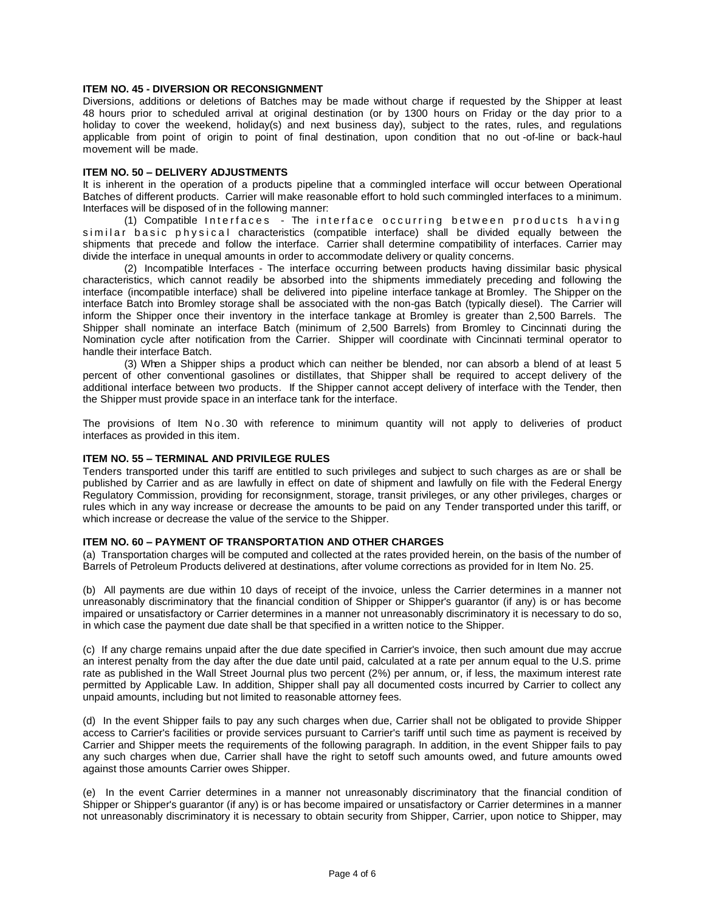**ITEM NO. 45 - DIVERSION OR RECONSIGNMENT**

Diversions, additions or deletions of Batches may be made without charge if requested by the Shipper at least 48 hours prior to scheduled arrival at original destination (or by 1300 hours on Friday or the day prior to a holiday to cover the weekend, holiday(s) and next business day), subject to the rates, rules, and regulations applicable from point of origin to point of final destination, upon condition that no out-of-line or back-haul movement will be made.

**ITEM NO. 50 – DELIVERY ADJUSTMENTS**

It is inherent in the operation of a products pipeline that a commingled interface will occur between Operational Batches of different products. Carrier will make reasonable effort to hold such commingled interfaces to a minimum. Interfaces will be disposed of in the following manner:

(1) Compatible Interfaces - The interface occurring between products having similar basic physical characteristics (compatible interface) shall be divided equally between the shipments that precede and follow the interface. Carrier shall determine compatibility of interfaces. Carrier may divide the interface in unequal amounts in order to accommodate delivery or quality concerns.

(2) Incompatible Interfaces - The interface occurring between products having dissimilar basic physical characteristics, which cannot readily be absorbed into the shipments immediately preceding and following the interface (incompatible interface) shall be delivered into pipeline interface tankage at Bromley. The Shipper on the interface Batch into Bromley storage shall be associated with the non-gas Batch (typically diesel). The Carrier will inform the Shipper once their inventory in the interface tankage at Bromley is greater than 2,500 Barrels. The Shipper shall nominate an interface Batch (minimum of 2,500 Barrels) from Bromley to Cincinnati during the Nomination cycle after notification from the Carrier. Shipper will coordinate with Cincinnati terminal operator to handle their interface Batch.

(3) When a Shipper ships a product which can neither be blended, nor can absorb a blend of at least 5 percent of other conventional gasolines or distillates, that Shipper shall be required to accept delivery of the additional interface between two products. If the Shipper cannot accept delivery of interface with the Tender, then the Shipper must provide space in an interface tank for the interface.

The provisions of Item No. 30 with reference to minimum quantity will not apply to deliveries of product interfaces as provided in this item.

**ITEM NO. 55 – TERMINAL AND PRIVILEGE RULES**

Tenders transported under this tariff are entitled to such privileges and subject to such charges as are or shall be published by Carrier and as are lawfully in effect on date of shipment and lawfully on file with the Federal Energy Regulatory Commission, providing for reconsignment, storage, transit privileges, or any other privileges, charges or rules which in any way increase or decrease the amounts to be paid on any Tender transported under this tariff, or which increase or decrease the value of the service to the Shipper.

**ITEM NO. 60 – PAYMENT OF TRANSPORTATION AND OTHER CHARGES**

(a) Transportation charges will be computed and collected at the rates provided herein, on the basis of the number of Barrels of Petroleum Products delivered at destinations, after volume corrections as provided for in Item No. 25.

(b) All payments are due within 10 days of receipt of the invoice, unless the Carrier determines in a manner not unreasonably discriminatory that the financial condition of Shipper or Shipper's guarantor (if any) is or has become impaired or unsatisfactory or Carrier determines in a manner not unreasonably discriminatory it is necessary to do so, in which case the payment due date shall be that specified in a written notice to the Shipper.

(c) If any charge remains unpaid after the due date specified in Carrier's invoice, then such amount due may accrue an interest penalty from the day after the due date until paid, calculated at a rate per annum equal to the U.S. prime rate as published in the Wall Street Journal plus two percent (2%) per annum, or, if less, the maximum interest rate permitted by Applicable Law. In addition, Shipper shall pay all documented costs incurred by Carrier to collect any unpaid amounts, including but not limited to reasonable attorney fees.

(d) In the event Shipper fails to pay any such charges when due, Carrier shall not be obligated to provide Shipper access to Carrier's facilities or provide services pursuant to Carrier's tariff until such time as payment is received by Carrier and Shipper meets the requirements of the following paragraph. In addition, in the event Shipper fails to pay any such charges when due, Carrier shall have the right to setoff such amounts owed, and future amounts owed against those amounts Carrier owes Shipper.

(e) In the event Carrier determines in a manner not unreasonably discriminatory that the financial condition of Shipper or Shipper's guarantor (if any) is or has become impaired or unsatisfactory or Carrier determines in a manner not unreasonably discriminatory it is necessary to obtain security from Shipper, Carrier, upon notice to Shipper, may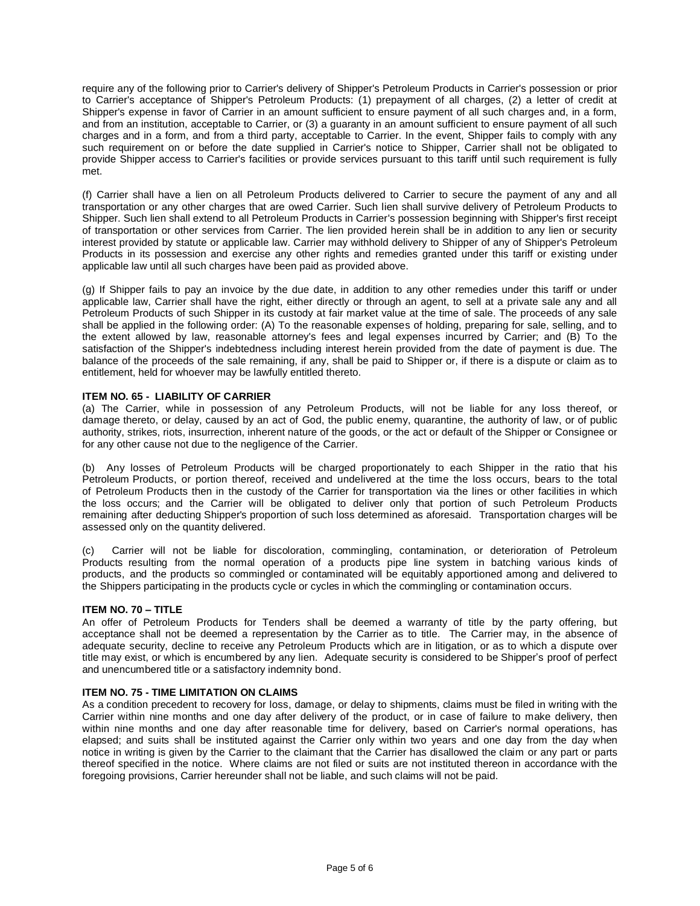require any of the following prior to Carrier's delivery of Shipper's Petroleum Products in Carrier's possession or prior to Carrier's acceptance of Shipper's Petroleum Products: (1) prepayment of all charges, (2) a letter of credit at Shipper's expense in favor of Carrier in an amount sufficient to ensure payment of all such charges and, in a form, and from an institution, acceptable to Carrier, or (3) a guaranty in an amount sufficient to ensure payment of all such charges and in a form, and from a third party, acceptable to Carrier. In the event, Shipper fails to comply with any such requirement on or before the date supplied in Carrier's notice to Shipper, Carrier shall not be obligated to provide Shipper access to Carrier's facilities or provide services pursuant to this tariff until such requirement is fully met.

(f) Carrier shall have a lien on all Petroleum Products delivered to Carrier to secure the payment of any and all transportation or any other charges that are owed Carrier. Such lien shall survive delivery of Petroleum Products to Shipper. Such lien shall extend to all Petroleum Products in Carrier's possession beginning with Shipper's first receipt of transportation or other services from Carrier. The lien provided herein shall be in addition to any lien or security interest provided by statute or applicable law. Carrier may withhold delivery to Shipper of any of Shipper's Petroleum Products in its possession and exercise any other rights and remedies granted under this tariff or existing under applicable law until all such charges have been paid as provided above.

(g) If Shipper fails to pay an invoice by the due date, in addition to any other remedies under this tariff or under applicable law, Carrier shall have the right, either directly or through an agent, to sell at a private sale any and all Petroleum Products of such Shipper in its custody at fair market value at the time of sale. The proceeds of any sale shall be applied in the following order: (A) To the reasonable expenses of holding, preparing for sale, selling, and to the extent allowed by law, reasonable attorney's fees and legal expenses incurred by Carrier; and (B) To the satisfaction of the Shipper's indebtedness including interest herein provided from the date of payment is due. The balance of the proceeds of the sale remaining, if any, shall be paid to Shipper or, if there is a dispute or claim as to entitlement, held for whoever may be lawfully entitled thereto.

**ITEM NO. 65 - LIABILITY OF CARRIER**

(a) The Carrier, while in possession of any Petroleum Products, will not be liable for any loss thereof, or damage thereto, or delay, caused by an act of God, the public enemy, quarantine, the authority of law, or of public authority, strikes, riots, insurrection, inherent nature of the goods, or the act or default of the Shipper or Consignee or for any other cause not due to the negligence of the Carrier.

(b) Any losses of Petroleum Products will be charged proportionately to each Shipper in the ratio that his Petroleum Products, or portion thereof, received and undelivered at the time the loss occurs, bears to the total of Petroleum Products then in the custody of the Carrier for transportation via the lines or other facilities in which the loss occurs; and the Carrier will be obligated to deliver only that portion of such Petroleum Products remaining after deducting Shipper's proportion of such loss determined as aforesaid. Transportation charges will be assessed only on the quantity delivered.

(c) Carrier will not be liable for discoloration, commingling, contamination, or deterioration of Petroleum Products resulting from the normal operation of a products pipe line system in batching various kinds of products, and the products so commingled or contaminated will be equitably apportioned among and delivered to the Shippers participating in the products cycle or cycles in which the commingling or contamination occurs.

**ITEM NO. 70 – TITLE**

An offer of Petroleum Products for Tenders shall be deemed a warranty of title by the party offering, but acceptance shall not be deemed a representation by the Carrier as to title. The Carrier may, in the absence of adequate security, decline to receive any Petroleum Products which are in litigation, or as to which a dispute over title may exist, or which is encumbered by any lien. Adequate security is considered to be Shipper's proof of perfect and unencumbered title or a satisfactory indemnity bond.

**ITEM NO. 75 - TIME LIMITATION ON CLAIMS**

As a condition precedent to recovery for loss, damage, or delay to shipments, claims must be filed in writing with the Carrier within nine months and one day after delivery of the product, or in case of failure to make delivery, then within nine months and one day after reasonable time for delivery, based on Carrier's normal operations, has elapsed; and suits shall be instituted against the Carrier only within two years and one day from the day when notice in writing is given by the Carrier to the claimant that the Carrier has disallowed the claim or any part or parts thereof specified in the notice. Where claims are not filed or suits are not instituted thereon in accordance with the foregoing provisions, Carrier hereunder shall not be liable, and such claims will not be paid.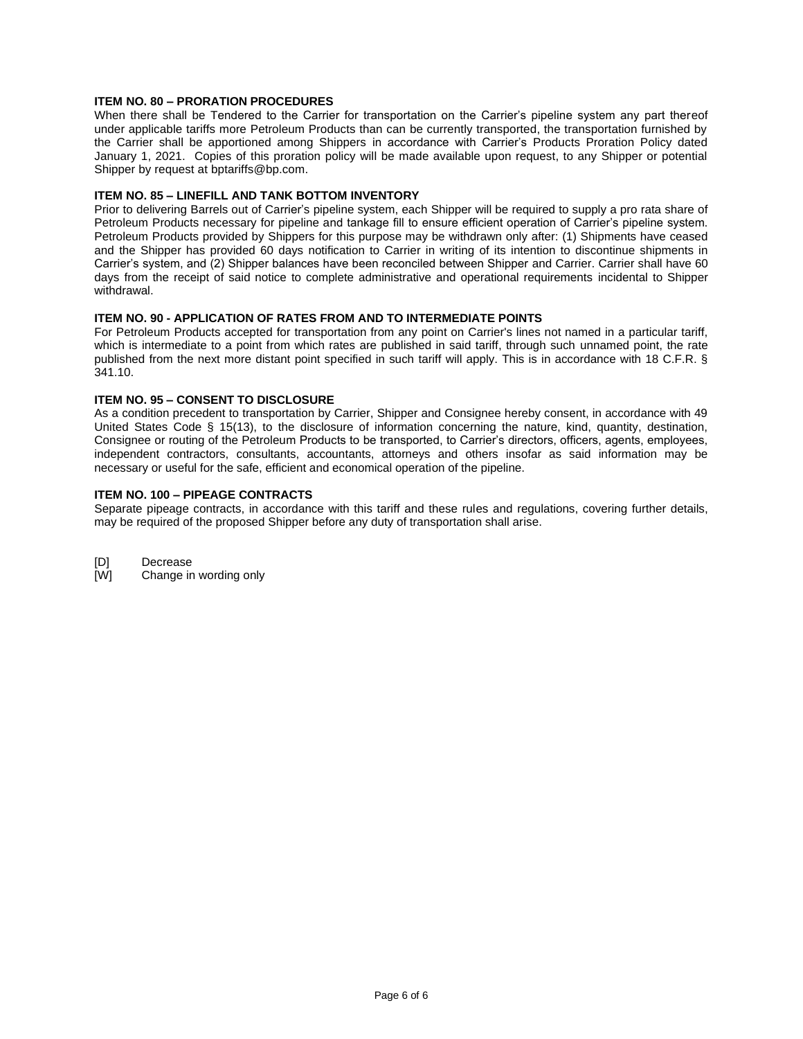**ITEM NO. 80 – PRORATION PROCEDURES**

When there shall be Tendered to the Carrier for transportation on the Carrier's pipeline system any part thereof under applicable tariffs more Petroleum Products than can be currently transported, the transportation furnished by the Carrier shall be apportioned among Shippers in accordance with Carrier's Products Proration Policy dated January 1, 2021. Copies of this proration policy will be made available upon request, to any Shipper or potential Shipper by request at bptariffs@bp.com.

**ITEM NO. 85 – LINEFILL AND TANK BOTTOM INVENTORY**

Prior to delivering Barrels out of Carrier's pipeline system, each Shipper will be required to supply a pro rata share of Petroleum Products necessary for pipeline and tankage fill to ensure efficient operation of Carrier's pipeline system. Petroleum Products provided by Shippers for this purpose may be withdrawn only after: (1) Shipments have ceased and the Shipper has provided 60 days notification to Carrier in writing of its intention to discontinue shipments in Carrier's system, and (2) Shipper balances have been reconciled between Shipper and Carrier. Carrier shall have 60 days from the receipt of said notice to complete administrative and operational requirements incidental to Shipper withdrawal.

**ITEM NO. 90 - APPLICATION OF RATES FROM AND TO INTERMEDIATE POINTS**

For Petroleum Products accepted for transportation from any point on Carrier's lines not named in a particular tariff, which is intermediate to a point from which rates are published in said tariff, through such unnamed point, the rate published from the next more distant point specified in such tariff will apply. This is in accordance with 18 C.F.R. § 341.10.

**ITEM NO. 95 – CONSENT TO DISCLOSURE**

As a condition precedent to transportation by Carrier, Shipper and Consignee hereby consent, in accordance with 49 United States Code § 15(13), to the disclosure of information concerning the nature, kind, quantity, destination, Consignee or routing of the Petroleum Products to be transported, to Carrier's directors, officers, agents, employees, independent contractors, consultants, accountants, attorneys and others insofar as said information may be necessary or useful for the safe, efficient and economical operation of the pipeline.

**ITEM NO. 100 – PIPEAGE CONTRACTS**

Separate pipeage contracts, in accordance with this tariff and these rules and regulations, covering further details, may be required of the proposed Shipper before any duty of transportation shall arise.

[D] Decrease
[W] Change in wording only